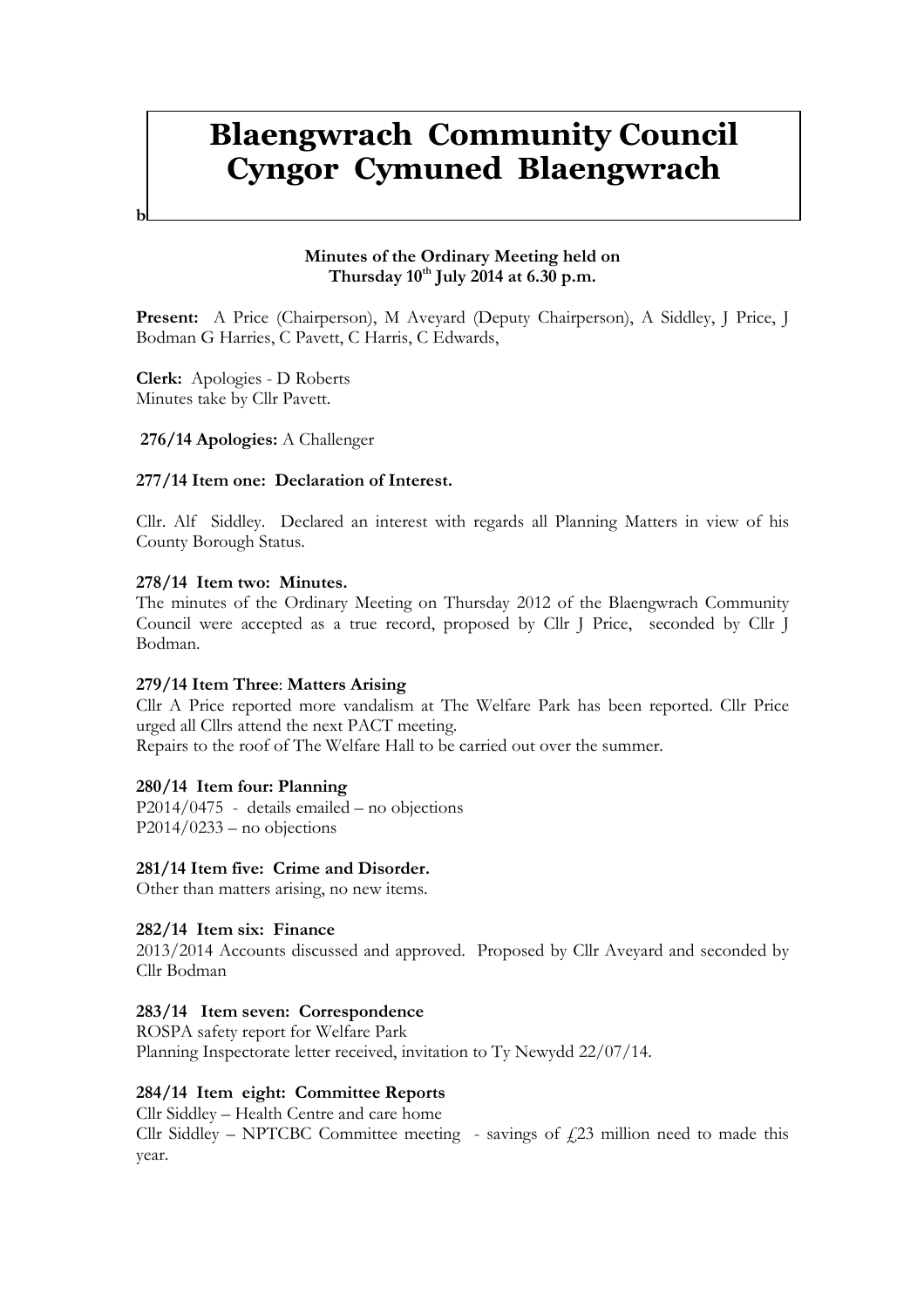# Blaengwrach Community Council
# Cyngor Cymuned Blaengwrach

b

**Minutes of the Ordinary Meeting held on**
**Thursday 10th July 2014 at 6.30 p.m.**

**Present:** A Price (Chairperson), M Aveyard (Deputy Chairperson), A Siddley, J Price, J Bodman G Harries, C Pavett, C Harris, C Edwards,

**Clerk:** Apologies - D Roberts
Minutes take by Cllr Pavett.

**276/14 Apologies:** A Challenger

**277/14 Item one: Declaration of Interest.**

Cllr. Alf Siddley. Declared an interest with regards all Planning Matters in view of his County Borough Status.

**278/14 Item two: Minutes.**
The minutes of the Ordinary Meeting on Thursday 2012 of the Blaengwrach Community Council were accepted as a true record, proposed by Cllr J Price, seconded by Cllr J Bodman.

**279/14 Item Three: Matters Arising**
Cllr A Price reported more vandalism at The Welfare Park has been reported. Cllr Price urged all Cllrs attend the next PACT meeting.
Repairs to the roof of The Welfare Hall to be carried out over the summer.

**280/14 Item four: Planning**
P2014/0475 - details emailed – no objections
P2014/0233 – no objections

**281/14 Item five: Crime and Disorder.**
Other than matters arising, no new items.

**282/14 Item six: Finance**
2013/2014 Accounts discussed and approved. Proposed by Cllr Aveyard and seconded by Cllr Bodman

**283/14 Item seven: Correspondence**
ROSPA safety report for Welfare Park
Planning Inspectorate letter received, invitation to Ty Newydd 22/07/14.

**284/14 Item eight: Committee Reports**
Cllr Siddley – Health Centre and care home
Cllr Siddley – NPTCBC Committee meeting - savings of £23 million need to made this year.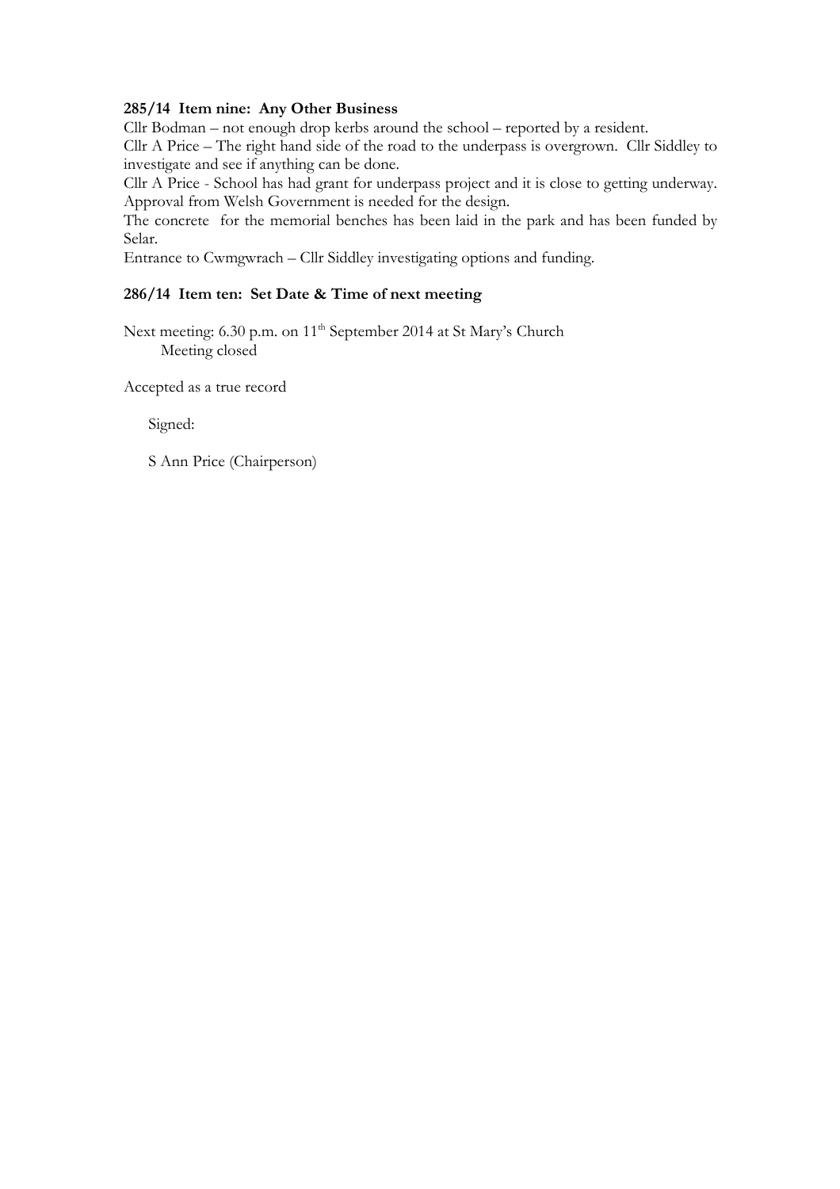**285/14 Item nine: Any Other Business**

Cllr Bodman – not enough drop kerbs around the school – reported by a resident.

Cllr A Price – The right hand side of the road to the underpass is overgrown. Cllr Siddley to investigate and see if anything can be done.

Cllr A Price - School has had grant for underpass project and it is close to getting underway. Approval from Welsh Government is needed for the design.

The concrete for the memorial benches has been laid in the park and has been funded by Selar.

Entrance to Cwmgwrach – Cllr Siddley investigating options and funding.

**286/14 Item ten: Set Date & Time of next meeting**

Next meeting: 6.30 p.m. on 11th September 2014 at St Mary's Church

Meeting closed

Accepted as a true record

Signed:

S Ann Price (Chairperson)